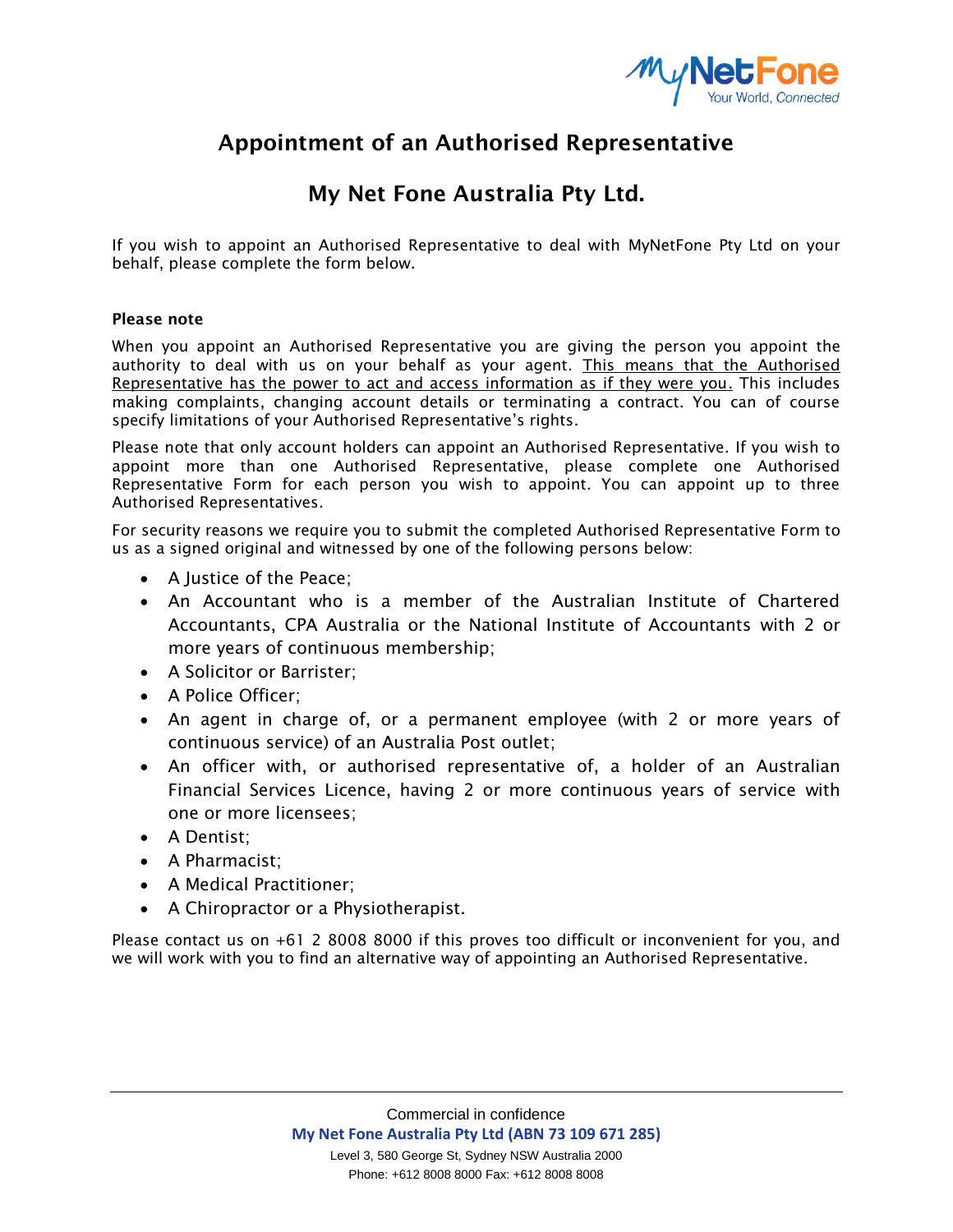# Appointment of an Authorised Representative

## My Net Fone Australia Pty Ltd.

If you wish to appoint an Authorised Representative to deal with MyNetFone Pty Ltd on your behalf, please complete the form below.

**Please note**

When you appoint an Authorised Representative you are giving the person you appoint the authority to deal with us on your behalf as your agent. <u>This means that the Authorised Representative has the power to act and access information as if they were you.</u> This includes making complaints, changing account details or terminating a contract. You can of course specify limitations of your Authorised Representative's rights.

Please note that only account holders can appoint an Authorised Representative. If you wish to appoint more than one Authorised Representative, please complete one Authorised Representative Form for each person you wish to appoint. You can appoint up to three Authorised Representatives.

For security reasons we require you to submit the completed Authorised Representative Form to us as a signed original and witnessed by one of the following persons below:

- A Justice of the Peace;
- An Accountant who is a member of the Australian Institute of Chartered Accountants, CPA Australia or the National Institute of Accountants with 2 or more years of continuous membership;
- A Solicitor or Barrister;
- A Police Officer;
- An agent in charge of, or a permanent employee (with 2 or more years of continuous service) of an Australia Post outlet;
- An officer with, or authorised representative of, a holder of an Australian Financial Services Licence, having 2 or more continuous years of service with one or more licensees;
- A Dentist;
- A Pharmacist;
- A Medical Practitioner;
- A Chiropractor or a Physiotherapist.

Please contact us on +61 2 8008 8000 if this proves too difficult or inconvenient for you, and we will work with you to find an alternative way of appointing an Authorised Representative.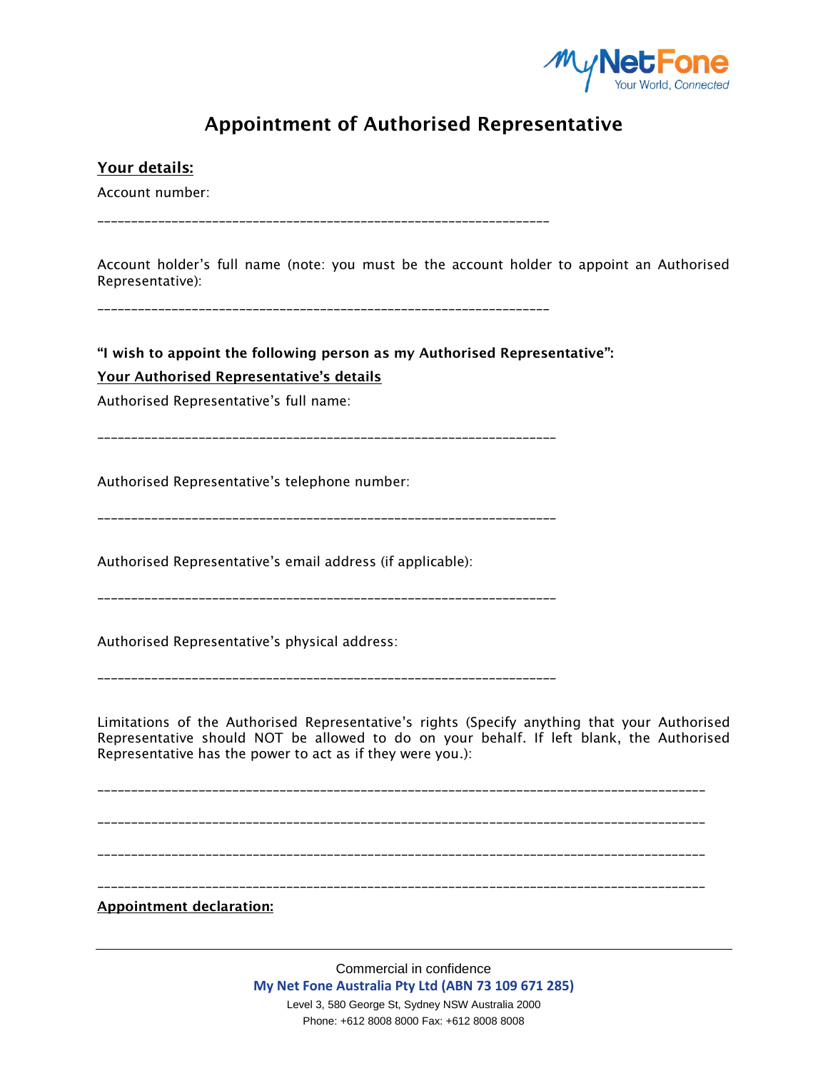# Appointment of Authorised Representative

**Your details:**

Account number:

\_\_\_\_\_\_\_\_\_\_\_\_\_\_\_\_\_\_\_\_\_\_\_\_\_\_\_\_\_\_\_\_\_\_\_\_\_\_\_\_\_\_\_\_\_\_\_\_\_\_\_\_\_\_\_\_\_\_\_\_\_\_\_\_

Account holder's full name (note: you must be the account holder to appoint an Authorised Representative):

\_\_\_\_\_\_\_\_\_\_\_\_\_\_\_\_\_\_\_\_\_\_\_\_\_\_\_\_\_\_\_\_\_\_\_\_\_\_\_\_\_\_\_\_\_\_\_\_\_\_\_\_\_\_\_\_\_\_\_\_\_\_\_\_

**"I wish to appoint the following person as my Authorised Representative":**

**Your Authorised Representative's details**

Authorised Representative's full name:

\_\_\_\_\_\_\_\_\_\_\_\_\_\_\_\_\_\_\_\_\_\_\_\_\_\_\_\_\_\_\_\_\_\_\_\_\_\_\_\_\_\_\_\_\_\_\_\_\_\_\_\_\_\_\_\_\_\_\_\_\_\_\_\_

Authorised Representative's telephone number:

\_\_\_\_\_\_\_\_\_\_\_\_\_\_\_\_\_\_\_\_\_\_\_\_\_\_\_\_\_\_\_\_\_\_\_\_\_\_\_\_\_\_\_\_\_\_\_\_\_\_\_\_\_\_\_\_\_\_\_\_\_\_\_\_

Authorised Representative's email address (if applicable):

\_\_\_\_\_\_\_\_\_\_\_\_\_\_\_\_\_\_\_\_\_\_\_\_\_\_\_\_\_\_\_\_\_\_\_\_\_\_\_\_\_\_\_\_\_\_\_\_\_\_\_\_\_\_\_\_\_\_\_\_\_\_\_\_

Authorised Representative's physical address:

\_\_\_\_\_\_\_\_\_\_\_\_\_\_\_\_\_\_\_\_\_\_\_\_\_\_\_\_\_\_\_\_\_\_\_\_\_\_\_\_\_\_\_\_\_\_\_\_\_\_\_\_\_\_\_\_\_\_\_\_\_\_\_\_

Limitations of the Authorised Representative's rights (Specify anything that your Authorised Representative should NOT be allowed to do on your behalf. If left blank, the Authorised Representative has the power to act as if they were you.):

\_\_\_\_\_\_\_\_\_\_\_\_\_\_\_\_\_\_\_\_\_\_\_\_\_\_\_\_\_\_\_\_\_\_\_\_\_\_\_\_\_\_\_\_\_\_\_\_\_\_\_\_\_\_\_\_\_\_\_\_\_\_\_\_\_\_\_\_\_\_\_\_\_\_\_\_\_\_\_\_\_\_\_\_\_\_

\_\_\_\_\_\_\_\_\_\_\_\_\_\_\_\_\_\_\_\_\_\_\_\_\_\_\_\_\_\_\_\_\_\_\_\_\_\_\_\_\_\_\_\_\_\_\_\_\_\_\_\_\_\_\_\_\_\_\_\_\_\_\_\_\_\_\_\_\_\_\_\_\_\_\_\_\_\_\_\_\_\_\_\_\_\_

\_\_\_\_\_\_\_\_\_\_\_\_\_\_\_\_\_\_\_\_\_\_\_\_\_\_\_\_\_\_\_\_\_\_\_\_\_\_\_\_\_\_\_\_\_\_\_\_\_\_\_\_\_\_\_\_\_\_\_\_\_\_\_\_\_\_\_\_\_\_\_\_\_\_\_\_\_\_\_\_\_\_\_\_\_\_

\_\_\_\_\_\_\_\_\_\_\_\_\_\_\_\_\_\_\_\_\_\_\_\_\_\_\_\_\_\_\_\_\_\_\_\_\_\_\_\_\_\_\_\_\_\_\_\_\_\_\_\_\_\_\_\_\_\_\_\_\_\_\_\_\_\_\_\_\_\_\_\_\_\_\_\_\_\_\_\_\_\_\_\_\_\_

**Appointment declaration:**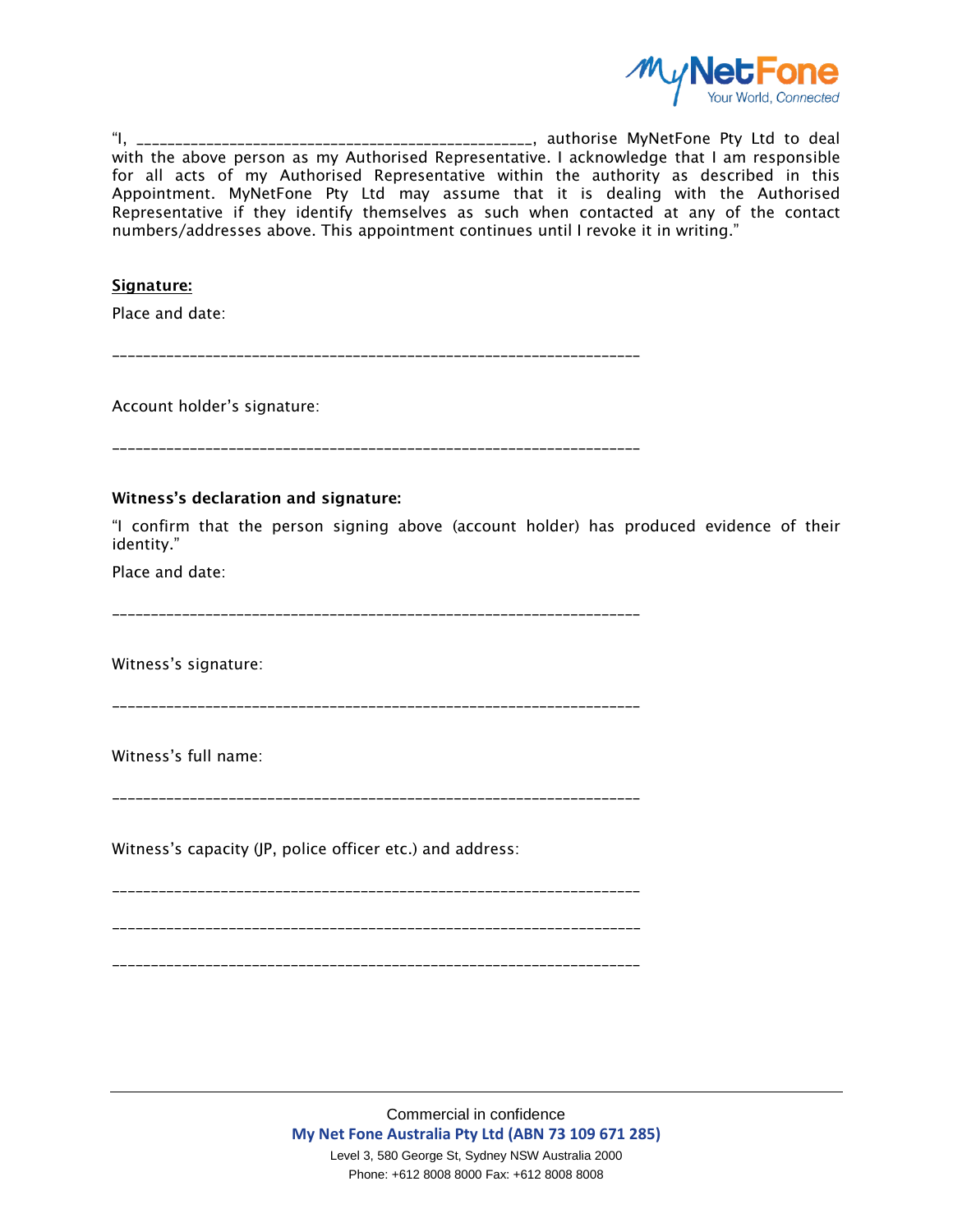"I, __________________________________________________, authorise MyNetFone Pty Ltd to deal with the above person as my Authorised Representative. I acknowledge that I am responsible for all acts of my Authorised Representative within the authority as described in this Appointment. MyNetFone Pty Ltd may assume that it is dealing with the Authorised Representative if they identify themselves as such when contacted at any of the contact numbers/addresses above. This appointment continues until I revoke it in writing."

**Signature:**

Place and date:

____________________________________________________________________

Account holder's signature:

____________________________________________________________________

**Witness's declaration and signature:**

"I confirm that the person signing above (account holder) has produced evidence of their identity."

Place and date:

____________________________________________________________________

Witness's signature:

____________________________________________________________________

Witness's full name:

____________________________________________________________________

Witness's capacity (JP, police officer etc.) and address:

____________________________________________________________________

____________________________________________________________________

____________________________________________________________________

Commercial in confidence

**My Net Fone Australia Pty Ltd (ABN 73 109 671 285)**

Level 3, 580 George St, Sydney NSW Australia 2000

Phone: +612 8008 8000 Fax: +612 8008 8008